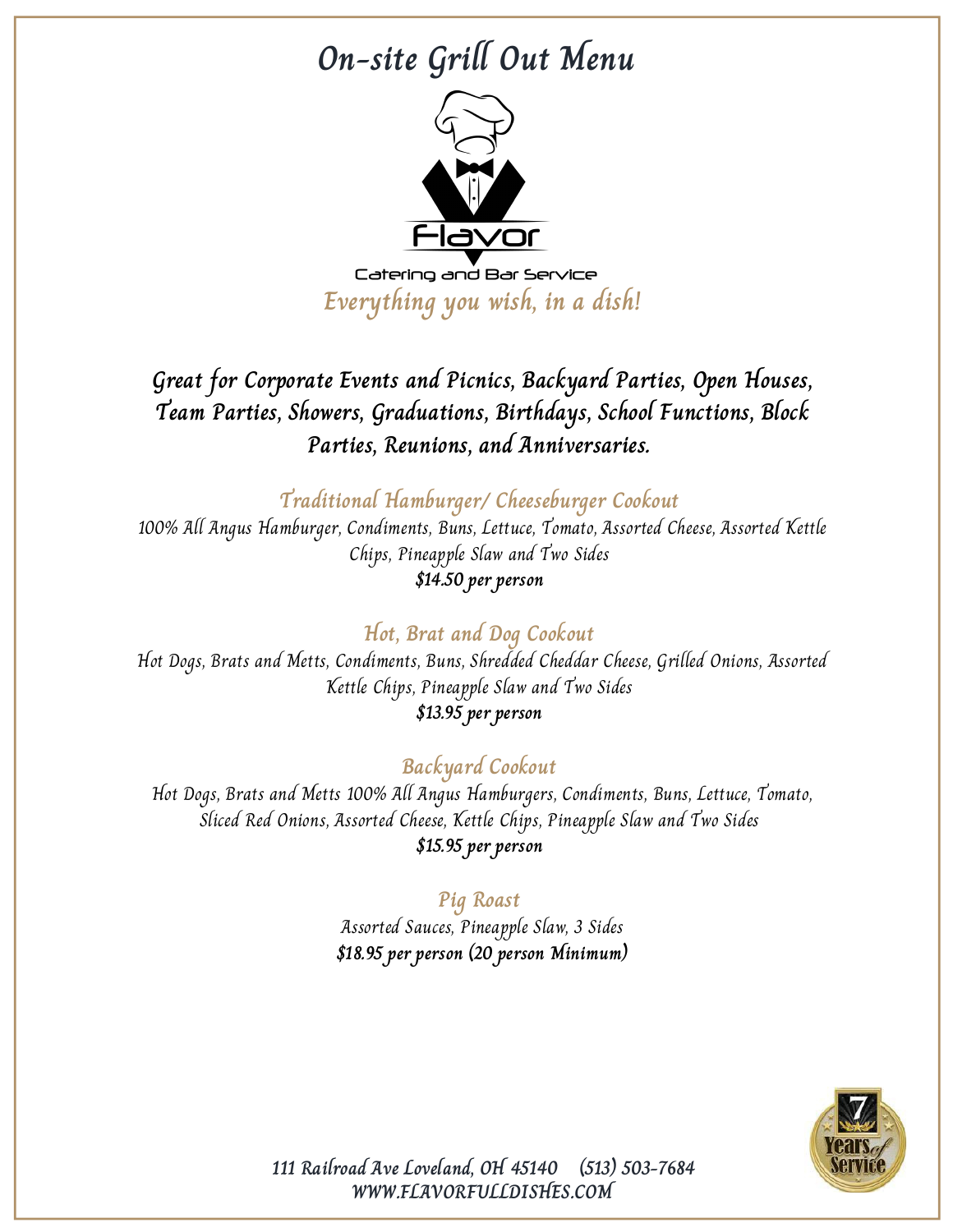# On-site Grill Out Menu

Flavor

Catering and Bar Service

*Everything you wish, in a dish!*

***Great for Corporate Events and Picnics, Backyard Parties, Open Houses, Team Parties, Showers, Graduations, Birthdays, School Functions, Block Parties, Reunions, and Anniversaries.***

## Traditional Hamburger/ Cheeseburger Cookout

100% All Angus Hamburger, Condiments, Buns, Lettuce, Tomato, Assorted Cheese, Assorted Kettle Chips, Pineapple Slaw and Two Sides

**$14.50 per person**

## Hot, Brat and Dog Cookout

Hot Dogs, Brats and Metts, Condiments, Buns, Shredded Cheddar Cheese, Grilled Onions, Assorted Kettle Chips, Pineapple Slaw and Two Sides

**$13.95 per person**

## Backyard Cookout

Hot Dogs, Brats and Metts 100% All Angus Hamburgers, Condiments, Buns, Lettuce, Tomato, Sliced Red Onions, Assorted Cheese, Kettle Chips, Pineapple Slaw and Two Sides

**$15.95 per person**

## Pig Roast

Assorted Sauces, Pineapple Slaw, 3 Sides

**$18.95 per person (20 person Minimum)**

7 Years of Service

111 Railroad Ave Loveland, OH 45140 (513) 503-7684

WWW.FLAVORFULLDISHES.COM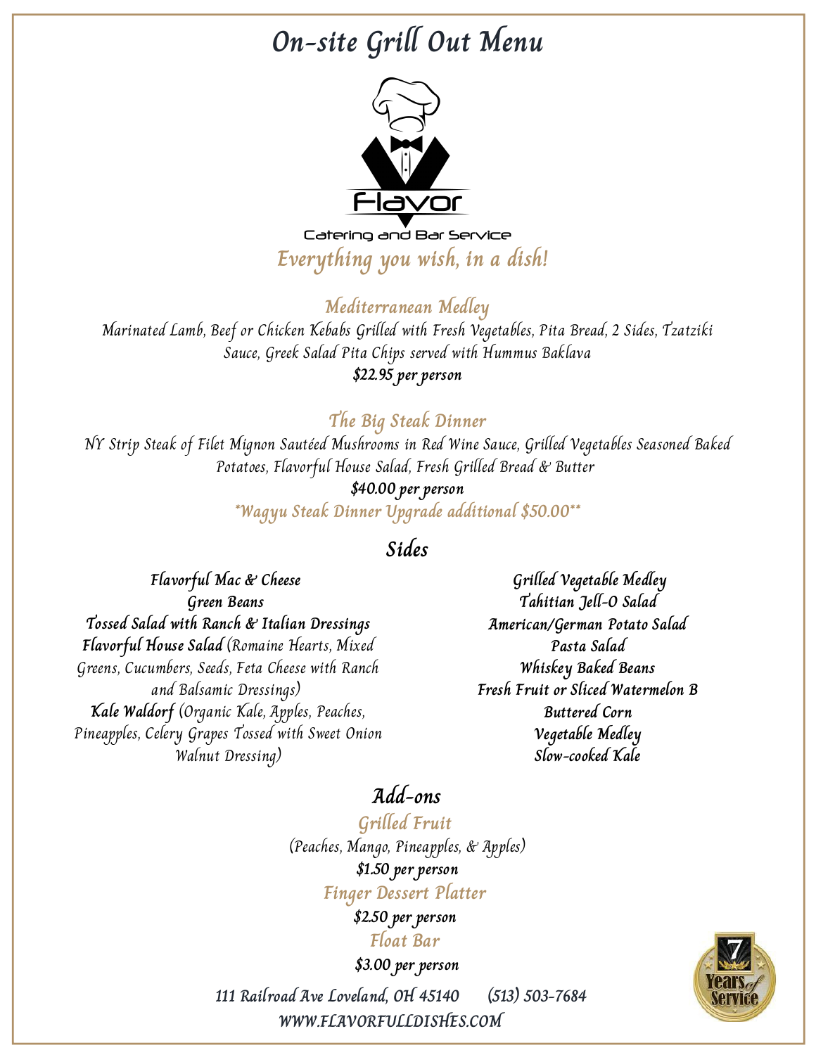# On-site Grill Out Menu

Flavor

Catering and Bar Service

*Everything you wish, in a dish!*

## Mediterranean Medley

*Marinated Lamb, Beef or Chicken Kebabs Grilled with Fresh Vegetables, Pita Bread, 2 Sides, Tzatziki Sauce, Greek Salad Pita Chips served with Hummus Baklava*

**$22.95 per person**

## The Big Steak Dinner

*NY Strip Steak of Filet Mignon Sautéed Mushrooms in Red Wine Sauce, Grilled Vegetables Seasoned Baked Potatoes, Flavorful House Salad, Fresh Grilled Bread & Butter*

**$40.00 per person**

*\*Wagyu Steak Dinner Upgrade additional $50.00\*\**

## Sides

**Flavorful Mac & Cheese**
**Green Beans**
**Tossed Salad with Ranch & Italian Dressings**
**Flavorful House Salad** *(Romaine Hearts, Mixed Greens, Cucumbers, Seeds, Feta Cheese with Ranch and Balsamic Dressings)*
**Kale Waldorf** *(Organic Kale, Apples, Peaches, Pineapples, Celery Grapes Tossed with Sweet Onion Walnut Dressing)*

**Grilled Vegetable Medley**
**Tahitian Jell-O Salad**
**American/German Potato Salad**
**Pasta Salad**
**Whiskey Baked Beans**
**Fresh Fruit or Sliced Watermelon B**
**Buttered Corn**
**Vegetable Medley**
**Slow-cooked Kale**

## Add-ons

### Grilled Fruit

*(Peaches, Mango, Pineapples, & Apples)*

**$1.50 per person**

### Finger Dessert Platter

**$2.50 per person**

### Float Bar

**$3.00 per person**

111 Railroad Ave Loveland, OH 45140 (513) 503-7684

WWW.FLAVORFULLDISHES.COM

7 Years of Service